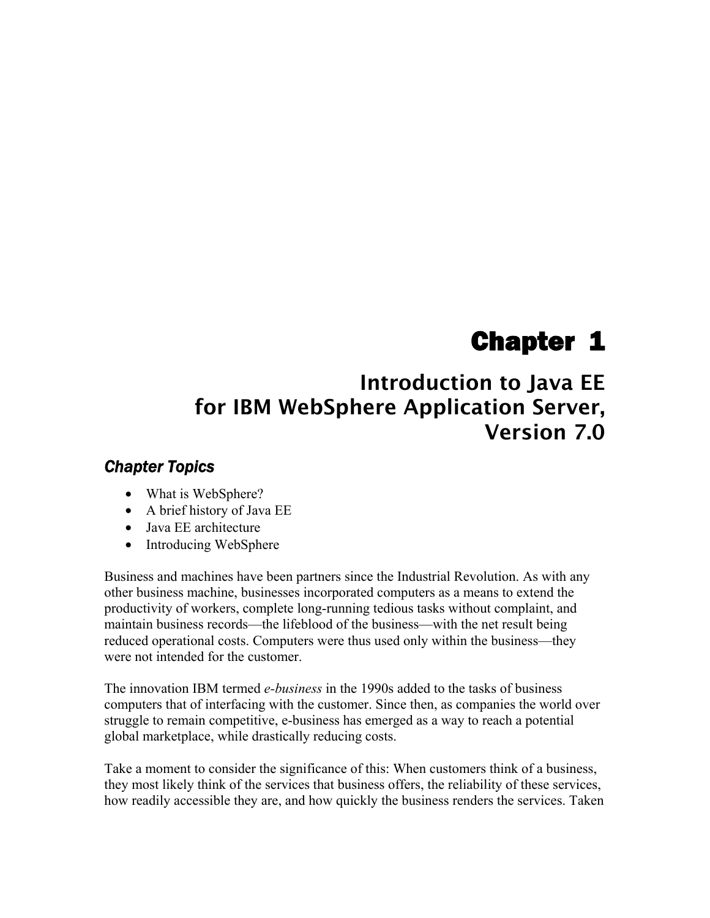# Chapter 1

## Introduction to Java EE for IBM WebSphere Application Server, Version 7.0

### *Chapter Topics*

- What is WebSphere?
- A brief history of Java EE
- Java EE architecture
- Introducing WebSphere

Business and machines have been partners since the Industrial Revolution. As with any other business machine, businesses incorporated computers as a means to extend the productivity of workers, complete long-running tedious tasks without complaint, and maintain business records—the lifeblood of the business—with the net result being reduced operational costs. Computers were thus used only within the business—they were not intended for the customer.

The innovation IBM termed *e-business* in the 1990s added to the tasks of business computers that of interfacing with the customer. Since then, as companies the world over struggle to remain competitive, e-business has emerged as a way to reach a potential global marketplace, while drastically reducing costs.

Take a moment to consider the significance of this: When customers think of a business, they most likely think of the services that business offers, the reliability of these services, how readily accessible they are, and how quickly the business renders the services. Taken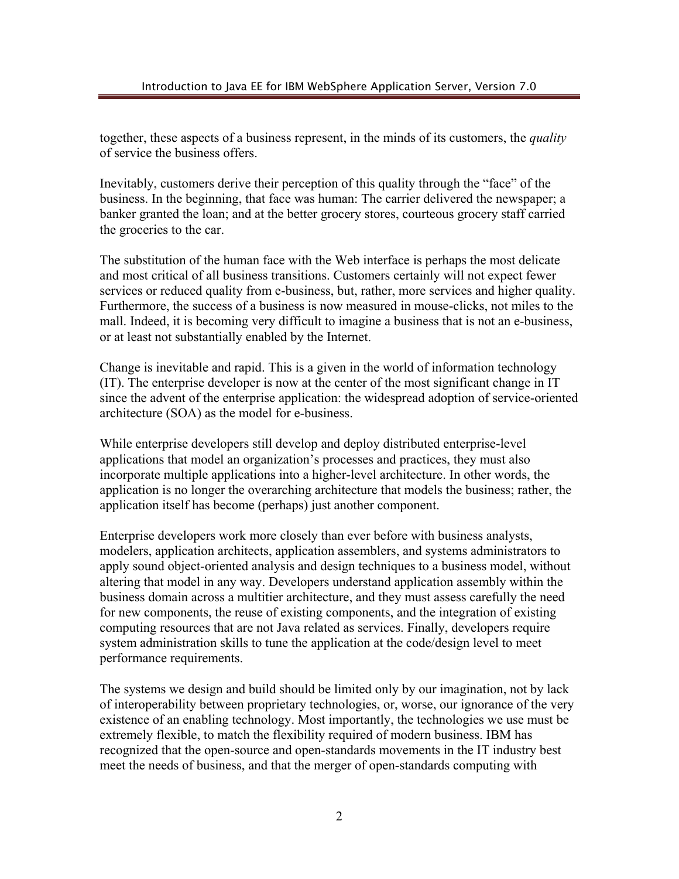together, these aspects of a business represent, in the minds of its customers, the *quality* of service the business offers.

Inevitably, customers derive their perception of this quality through the “face” of the business. In the beginning, that face was human: The carrier delivered the newspaper; a banker granted the loan; and at the better grocery stores, courteous grocery staff carried the groceries to the car.

The substitution of the human face with the Web interface is perhaps the most delicate and most critical of all business transitions. Customers certainly will not expect fewer services or reduced quality from e-business, but, rather, more services and higher quality. Furthermore, the success of a business is now measured in mouse-clicks, not miles to the mall. Indeed, it is becoming very difficult to imagine a business that is not an e-business, or at least not substantially enabled by the Internet.

Change is inevitable and rapid. This is a given in the world of information technology (IT). The enterprise developer is now at the center of the most significant change in IT since the advent of the enterprise application: the widespread adoption of service-oriented architecture (SOA) as the model for e-business.

While enterprise developers still develop and deploy distributed enterprise-level applications that model an organization’s processes and practices, they must also incorporate multiple applications into a higher-level architecture. In other words, the application is no longer the overarching architecture that models the business; rather, the application itself has become (perhaps) just another component.

Enterprise developers work more closely than ever before with business analysts, modelers, application architects, application assemblers, and systems administrators to apply sound object-oriented analysis and design techniques to a business model, without altering that model in any way. Developers understand application assembly within the business domain across a multitier architecture, and they must assess carefully the need for new components, the reuse of existing components, and the integration of existing computing resources that are not Java related as services. Finally, developers require system administration skills to tune the application at the code/design level to meet performance requirements.

The systems we design and build should be limited only by our imagination, not by lack of interoperability between proprietary technologies, or, worse, our ignorance of the very existence of an enabling technology. Most importantly, the technologies we use must be extremely flexible, to match the flexibility required of modern business. IBM has recognized that the open-source and open-standards movements in the IT industry best meet the needs of business, and that the merger of open-standards computing with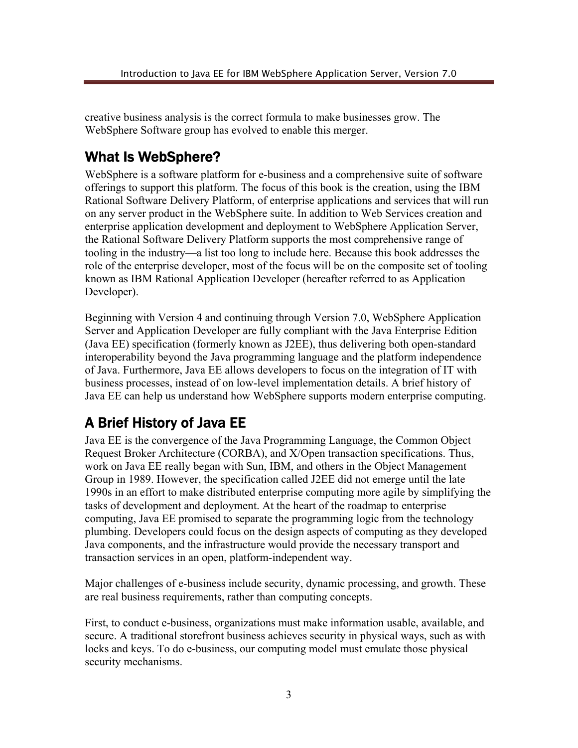creative business analysis is the correct formula to make businesses grow. The WebSphere Software group has evolved to enable this merger.

## What Is WebSphere?

WebSphere is a software platform for e-business and a comprehensive suite of software offerings to support this platform. The focus of this book is the creation, using the IBM Rational Software Delivery Platform, of enterprise applications and services that will run on any server product in the WebSphere suite. In addition to Web Services creation and enterprise application development and deployment to WebSphere Application Server, the Rational Software Delivery Platform supports the most comprehensive range of tooling in the industry—a list too long to include here. Because this book addresses the role of the enterprise developer, most of the focus will be on the composite set of tooling known as IBM Rational Application Developer (hereafter referred to as Application Developer).

Beginning with Version 4 and continuing through Version 7.0, WebSphere Application Server and Application Developer are fully compliant with the Java Enterprise Edition (Java EE) specification (formerly known as J2EE), thus delivering both open-standard interoperability beyond the Java programming language and the platform independence of Java. Furthermore, Java EE allows developers to focus on the integration of IT with business processes, instead of on low-level implementation details. A brief history of Java EE can help us understand how WebSphere supports modern enterprise computing.

## A Brief History of Java EE

Java EE is the convergence of the Java Programming Language, the Common Object Request Broker Architecture (CORBA), and X/Open transaction specifications. Thus, work on Java EE really began with Sun, IBM, and others in the Object Management Group in 1989. However, the specification called J2EE did not emerge until the late 1990s in an effort to make distributed enterprise computing more agile by simplifying the tasks of development and deployment. At the heart of the roadmap to enterprise computing, Java EE promised to separate the programming logic from the technology plumbing. Developers could focus on the design aspects of computing as they developed Java components, and the infrastructure would provide the necessary transport and transaction services in an open, platform-independent way.

Major challenges of e-business include security, dynamic processing, and growth. These are real business requirements, rather than computing concepts.

First, to conduct e-business, organizations must make information usable, available, and secure. A traditional storefront business achieves security in physical ways, such as with locks and keys. To do e-business, our computing model must emulate those physical security mechanisms.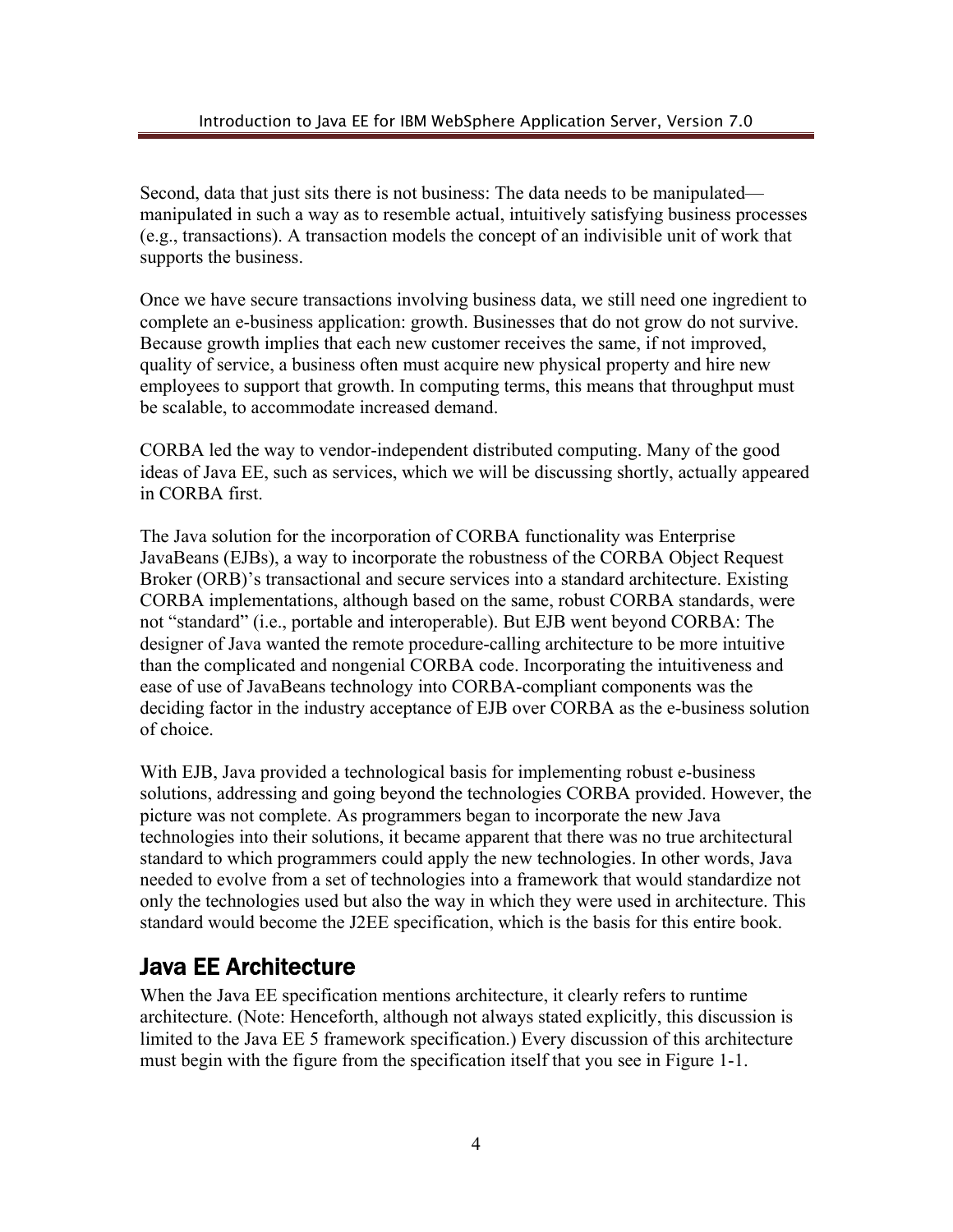Second, data that just sits there is not business: The data needs to be manipulated—manipulated in such a way as to resemble actual, intuitively satisfying business processes (e.g., transactions). A transaction models the concept of an indivisible unit of work that supports the business.

Once we have secure transactions involving business data, we still need one ingredient to complete an e-business application: growth. Businesses that do not grow do not survive. Because growth implies that each new customer receives the same, if not improved, quality of service, a business often must acquire new physical property and hire new employees to support that growth. In computing terms, this means that throughput must be scalable, to accommodate increased demand.

CORBA led the way to vendor-independent distributed computing. Many of the good ideas of Java EE, such as services, which we will be discussing shortly, actually appeared in CORBA first.

The Java solution for the incorporation of CORBA functionality was Enterprise JavaBeans (EJBs), a way to incorporate the robustness of the CORBA Object Request Broker (ORB)'s transactional and secure services into a standard architecture. Existing CORBA implementations, although based on the same, robust CORBA standards, were not "standard" (i.e., portable and interoperable). But EJB went beyond CORBA: The designer of Java wanted the remote procedure-calling architecture to be more intuitive than the complicated and nongenial CORBA code. Incorporating the intuitiveness and ease of use of JavaBeans technology into CORBA-compliant components was the deciding factor in the industry acceptance of EJB over CORBA as the e-business solution of choice.

With EJB, Java provided a technological basis for implementing robust e-business solutions, addressing and going beyond the technologies CORBA provided. However, the picture was not complete. As programmers began to incorporate the new Java technologies into their solutions, it became apparent that there was no true architectural standard to which programmers could apply the new technologies. In other words, Java needed to evolve from a set of technologies into a framework that would standardize not only the technologies used but also the way in which they were used in architecture. This standard would become the J2EE specification, which is the basis for this entire book.

## Java EE Architecture

When the Java EE specification mentions architecture, it clearly refers to runtime architecture. (Note: Henceforth, although not always stated explicitly, this discussion is limited to the Java EE 5 framework specification.) Every discussion of this architecture must begin with the figure from the specification itself that you see in Figure 1-1.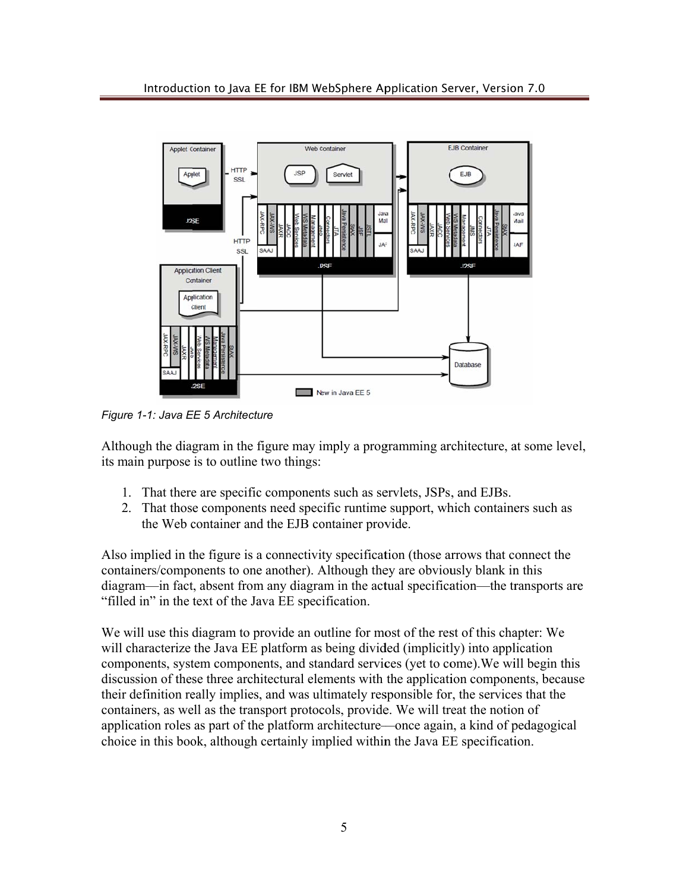Figure 1-1: Java EE 5 Architecture

Although the diagram in the figure may imply a programming architecture, at some level, its main purpose is to outline two things:

1. That there are specific components such as servlets, JSPs, and EJBs.
2. That those components need specific runtime support, which containers such as the Web container and the EJB container provide.

Also implied in the figure is a connectivity specification (those arrows that connect the containers/components to one another). Although they are obviously blank in this diagram—in fact, absent from any diagram in the actual specification—the transports are "filled in" in the text of the Java EE specification.

We will use this diagram to provide an outline for most of the rest of this chapter: We will characterize the Java EE platform as being divided (implicitly) into application components, system components, and standard services (yet to come).We will begin this discussion of these three architectural elements with the application components, because their definition really implies, and was ultimately responsible for, the services that the containers, as well as the transport protocols, provide. We will treat the notion of application roles as part of the platform architecture—once again, a kind of pedagogical choice in this book, although certainly implied within the Java EE specification.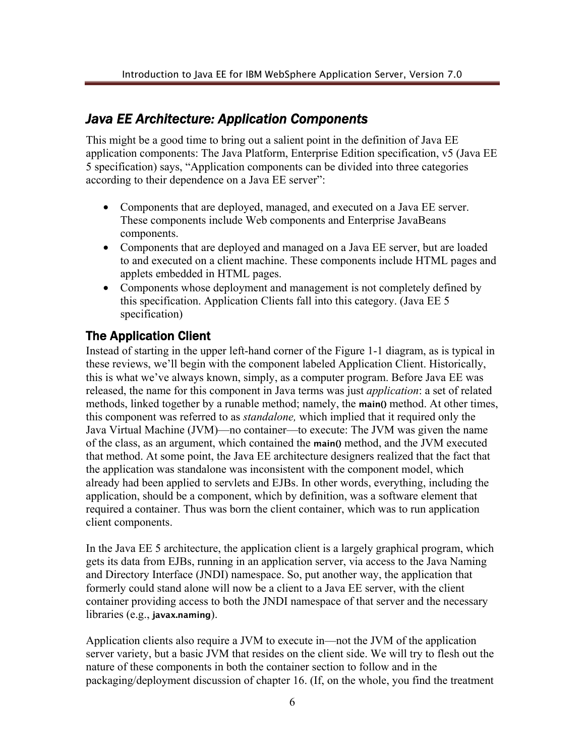## *Java EE Architecture: Application Components*

This might be a good time to bring out a salient point in the definition of Java EE application components: The Java Platform, Enterprise Edition specification, v5 (Java EE 5 specification) says, “Application components can be divided into three categories according to their dependence on a Java EE server”:

- Components that are deployed, managed, and executed on a Java EE server. These components include Web components and Enterprise JavaBeans components.
- Components that are deployed and managed on a Java EE server, but are loaded to and executed on a client machine. These components include HTML pages and applets embedded in HTML pages.
- Components whose deployment and management is not completely defined by this specification. Application Clients fall into this category. (Java EE 5 specification)

### The Application Client

Instead of starting in the upper left-hand corner of the Figure 1-1 diagram, as is typical in these reviews, we’ll begin with the component labeled Application Client. Historically, this is what we’ve always known, simply, as a computer program. Before Java EE was released, the name for this component in Java terms was just *application*: a set of related methods, linked together by a runable method; namely, the `main()` method. At other times, this component was referred to as *standalone,* which implied that it required only the Java Virtual Machine (JVM)—no container—to execute: The JVM was given the name of the class, as an argument, which contained the `main()` method, and the JVM executed that method. At some point, the Java EE architecture designers realized that the fact that the application was standalone was inconsistent with the component model, which already had been applied to servlets and EJBs. In other words, everything, including the application, should be a component, which by definition, was a software element that required a container. Thus was born the client container, which was to run application client components.

In the Java EE 5 architecture, the application client is a largely graphical program, which gets its data from EJBs, running in an application server, via access to the Java Naming and Directory Interface (JNDI) namespace. So, put another way, the application that formerly could stand alone will now be a client to a Java EE server, with the client container providing access to both the JNDI namespace of that server and the necessary libraries (e.g., `javax.naming`).

Application clients also require a JVM to execute in—not the JVM of the application server variety, but a basic JVM that resides on the client side. We will try to flesh out the nature of these components in both the container section to follow and in the packaging/deployment discussion of chapter 16. (If, on the whole, you find the treatment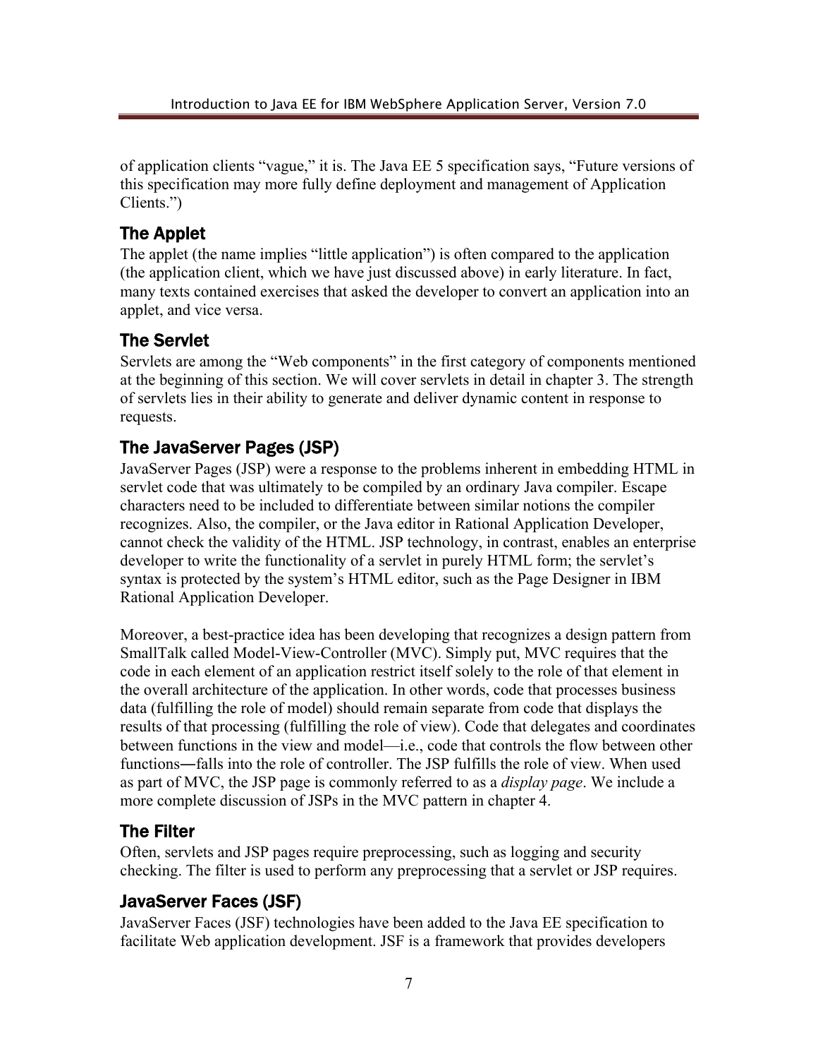of application clients “vague,” it is. The Java EE 5 specification says, “Future versions of this specification may more fully define deployment and management of Application Clients.”)

## The Applet

The applet (the name implies “little application”) is often compared to the application (the application client, which we have just discussed above) in early literature. In fact, many texts contained exercises that asked the developer to convert an application into an applet, and vice versa.

## The Servlet

Servlets are among the “Web components” in the first category of components mentioned at the beginning of this section. We will cover servlets in detail in chapter 3. The strength of servlets lies in their ability to generate and deliver dynamic content in response to requests.

## The JavaServer Pages (JSP)

JavaServer Pages (JSP) were a response to the problems inherent in embedding HTML in servlet code that was ultimately to be compiled by an ordinary Java compiler. Escape characters need to be included to differentiate between similar notions the compiler recognizes. Also, the compiler, or the Java editor in Rational Application Developer, cannot check the validity of the HTML. JSP technology, in contrast, enables an enterprise developer to write the functionality of a servlet in purely HTML form; the servlet’s syntax is protected by the system’s HTML editor, such as the Page Designer in IBM Rational Application Developer.

Moreover, a best-practice idea has been developing that recognizes a design pattern from SmallTalk called Model-View-Controller (MVC). Simply put, MVC requires that the code in each element of an application restrict itself solely to the role of that element in the overall architecture of the application. In other words, code that processes business data (fulfilling the role of model) should remain separate from code that displays the results of that processing (fulfilling the role of view). Code that delegates and coordinates between functions in the view and model—i.e., code that controls the flow between other functions—falls into the role of controller. The JSP fulfills the role of view. When used as part of MVC, the JSP page is commonly referred to as a *display page*. We include a more complete discussion of JSPs in the MVC pattern in chapter 4.

## The Filter

Often, servlets and JSP pages require preprocessing, such as logging and security checking. The filter is used to perform any preprocessing that a servlet or JSP requires.

## JavaServer Faces (JSF)

JavaServer Faces (JSF) technologies have been added to the Java EE specification to facilitate Web application development. JSF is a framework that provides developers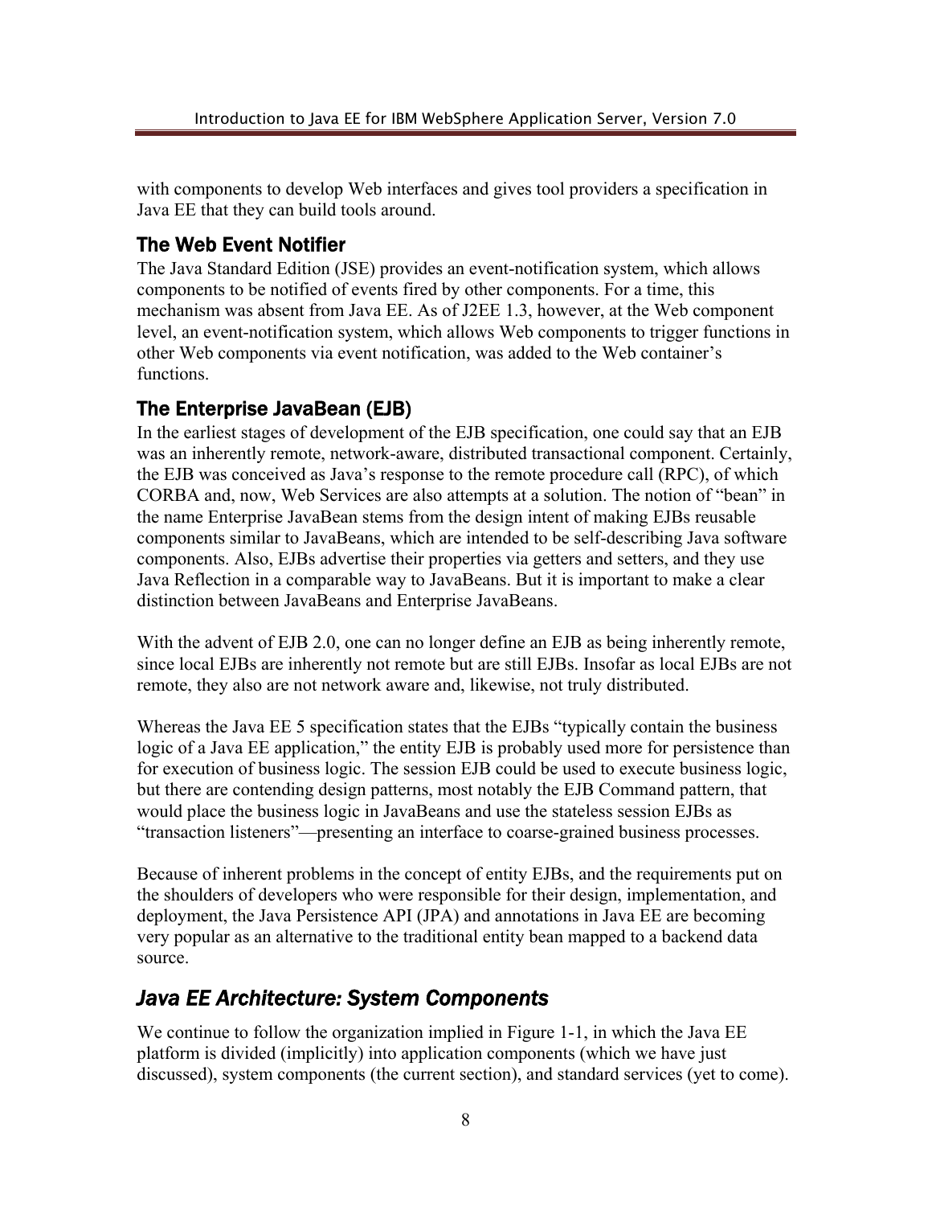with components to develop Web interfaces and gives tool providers a specification in Java EE that they can build tools around.

### The Web Event Notifier

The Java Standard Edition (JSE) provides an event-notification system, which allows components to be notified of events fired by other components. For a time, this mechanism was absent from Java EE. As of J2EE 1.3, however, at the Web component level, an event-notification system, which allows Web components to trigger functions in other Web components via event notification, was added to the Web container's functions.

### The Enterprise JavaBean (EJB)

In the earliest stages of development of the EJB specification, one could say that an EJB was an inherently remote, network-aware, distributed transactional component. Certainly, the EJB was conceived as Java's response to the remote procedure call (RPC), of which CORBA and, now, Web Services are also attempts at a solution. The notion of "bean" in the name Enterprise JavaBean stems from the design intent of making EJBs reusable components similar to JavaBeans, which are intended to be self-describing Java software components. Also, EJBs advertise their properties via getters and setters, and they use Java Reflection in a comparable way to JavaBeans. But it is important to make a clear distinction between JavaBeans and Enterprise JavaBeans.

With the advent of EJB 2.0, one can no longer define an EJB as being inherently remote, since local EJBs are inherently not remote but are still EJBs. Insofar as local EJBs are not remote, they also are not network aware and, likewise, not truly distributed.

Whereas the Java EE 5 specification states that the EJBs "typically contain the business logic of a Java EE application," the entity EJB is probably used more for persistence than for execution of business logic. The session EJB could be used to execute business logic, but there are contending design patterns, most notably the EJB Command pattern, that would place the business logic in JavaBeans and use the stateless session EJBs as "transaction listeners"—presenting an interface to coarse-grained business processes.

Because of inherent problems in the concept of entity EJBs, and the requirements put on the shoulders of developers who were responsible for their design, implementation, and deployment, the Java Persistence API (JPA) and annotations in Java EE are becoming very popular as an alternative to the traditional entity bean mapped to a backend data source.

## *Java EE Architecture: System Components*

We continue to follow the organization implied in Figure 1-1, in which the Java EE platform is divided (implicitly) into application components (which we have just discussed), system components (the current section), and standard services (yet to come).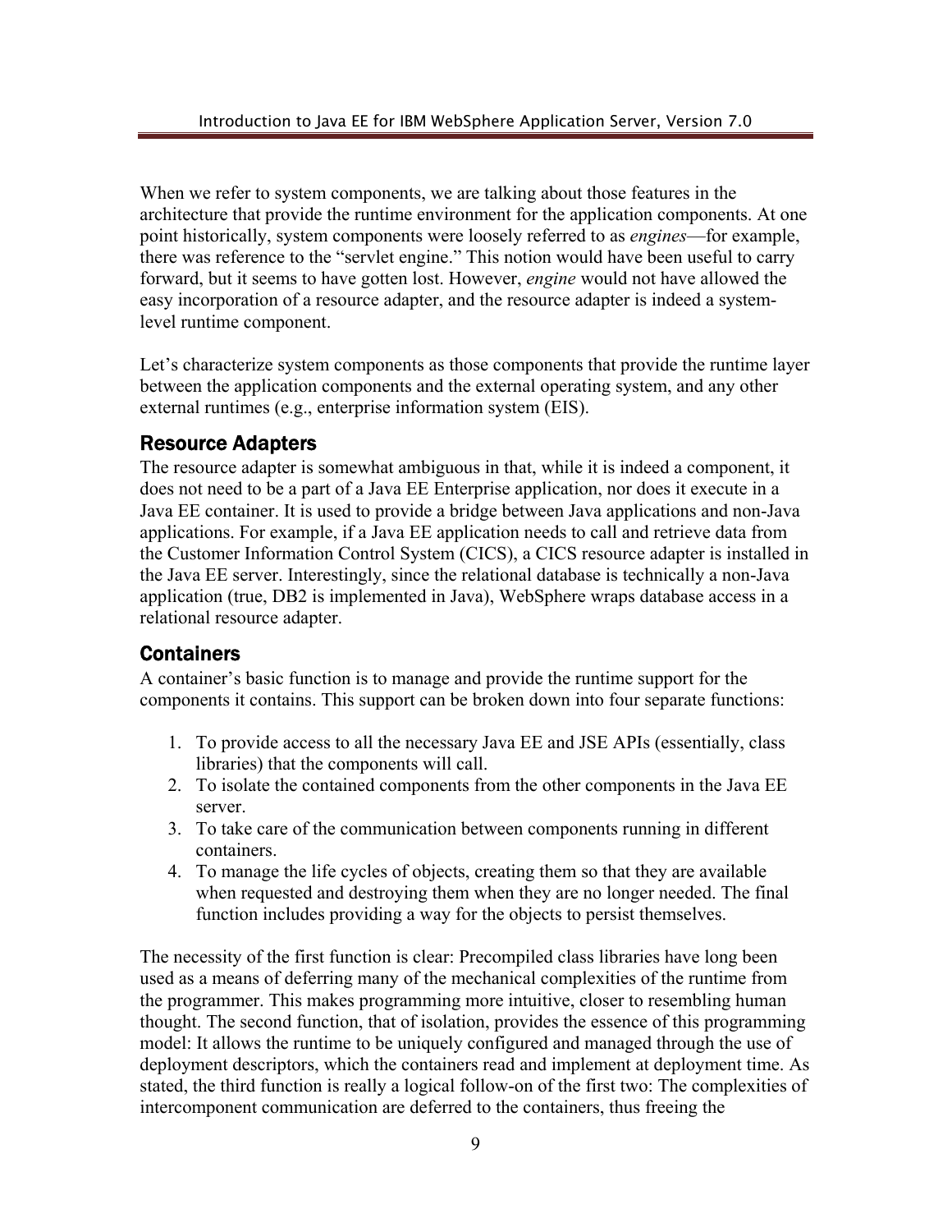When we refer to system components, we are talking about those features in the architecture that provide the runtime environment for the application components. At one point historically, system components were loosely referred to as *engines*—for example, there was reference to the "servlet engine." This notion would have been useful to carry forward, but it seems to have gotten lost. However, *engine* would not have allowed the easy incorporation of a resource adapter, and the resource adapter is indeed a system-level runtime component.

Let's characterize system components as those components that provide the runtime layer between the application components and the external operating system, and any other external runtimes (e.g., enterprise information system (EIS).

## Resource Adapters

The resource adapter is somewhat ambiguous in that, while it is indeed a component, it does not need to be a part of a Java EE Enterprise application, nor does it execute in a Java EE container. It is used to provide a bridge between Java applications and non-Java applications. For example, if a Java EE application needs to call and retrieve data from the Customer Information Control System (CICS), a CICS resource adapter is installed in the Java EE server. Interestingly, since the relational database is technically a non-Java application (true, DB2 is implemented in Java), WebSphere wraps database access in a relational resource adapter.

## Containers

A container's basic function is to manage and provide the runtime support for the components it contains. This support can be broken down into four separate functions:

1. To provide access to all the necessary Java EE and JSE APIs (essentially, class libraries) that the components will call.
2. To isolate the contained components from the other components in the Java EE server.
3. To take care of the communication between components running in different containers.
4. To manage the life cycles of objects, creating them so that they are available when requested and destroying them when they are no longer needed. The final function includes providing a way for the objects to persist themselves.

The necessity of the first function is clear: Precompiled class libraries have long been used as a means of deferring many of the mechanical complexities of the runtime from the programmer. This makes programming more intuitive, closer to resembling human thought. The second function, that of isolation, provides the essence of this programming model: It allows the runtime to be uniquely configured and managed through the use of deployment descriptors, which the containers read and implement at deployment time. As stated, the third function is really a logical follow-on of the first two: The complexities of intercomponent communication are deferred to the containers, thus freeing the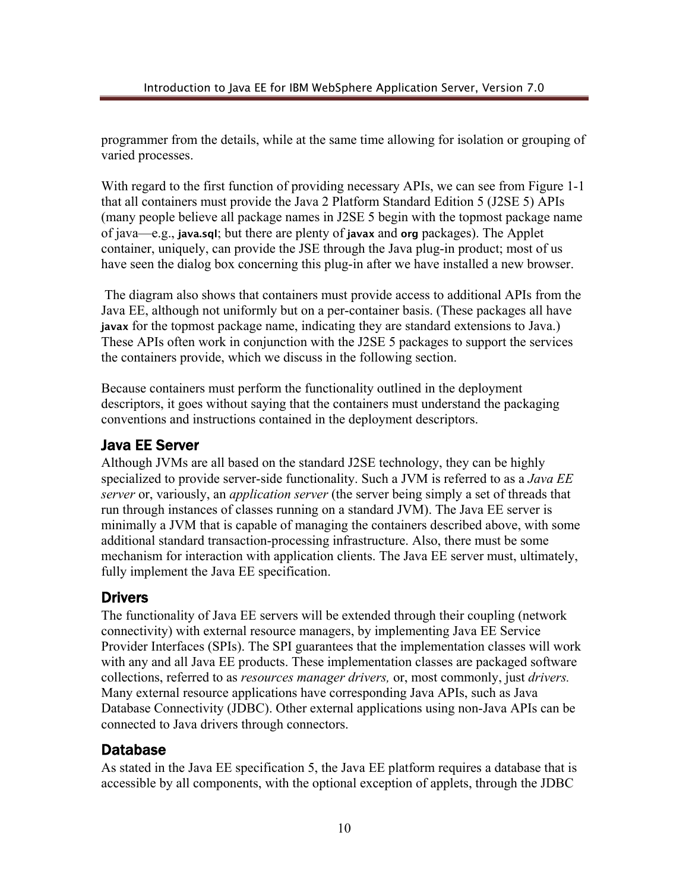programmer from the details, while at the same time allowing for isolation or grouping of varied processes.

With regard to the first function of providing necessary APIs, we can see from Figure 1-1 that all containers must provide the Java 2 Platform Standard Edition 5 (J2SE 5) APIs (many people believe all package names in J2SE 5 begin with the topmost package name of java—e.g., **java.sql**; but there are plenty of **javax** and **org** packages). The Applet container, uniquely, can provide the JSE through the Java plug-in product; most of us have seen the dialog box concerning this plug-in after we have installed a new browser.

The diagram also shows that containers must provide access to additional APIs from the Java EE, although not uniformly but on a per-container basis. (These packages all have **javax** for the topmost package name, indicating they are standard extensions to Java.) These APIs often work in conjunction with the J2SE 5 packages to support the services the containers provide, which we discuss in the following section.

Because containers must perform the functionality outlined in the deployment descriptors, it goes without saying that the containers must understand the packaging conventions and instructions contained in the deployment descriptors.

## Java EE Server

Although JVMs are all based on the standard J2SE technology, they can be highly specialized to provide server-side functionality. Such a JVM is referred to as a *Java EE server* or, variously, an *application server* (the server being simply a set of threads that run through instances of classes running on a standard JVM). The Java EE server is minimally a JVM that is capable of managing the containers described above, with some additional standard transaction-processing infrastructure. Also, there must be some mechanism for interaction with application clients. The Java EE server must, ultimately, fully implement the Java EE specification.

## Drivers

The functionality of Java EE servers will be extended through their coupling (network connectivity) with external resource managers, by implementing Java EE Service Provider Interfaces (SPIs). The SPI guarantees that the implementation classes will work with any and all Java EE products. These implementation classes are packaged software collections, referred to as *resources manager drivers,* or, most commonly, just *drivers.* Many external resource applications have corresponding Java APIs, such as Java Database Connectivity (JDBC). Other external applications using non-Java APIs can be connected to Java drivers through connectors.

## Database

As stated in the Java EE specification 5, the Java EE platform requires a database that is accessible by all components, with the optional exception of applets, through the JDBC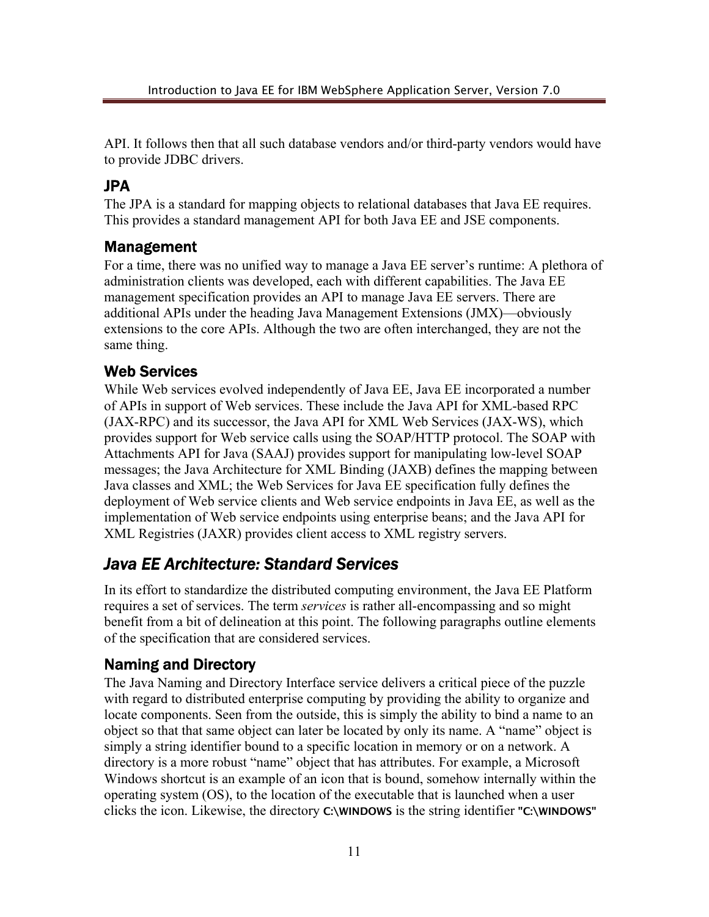API. It follows then that all such database vendors and/or third-party vendors would have to provide JDBC drivers.

### JPA

The JPA is a standard for mapping objects to relational databases that Java EE requires. This provides a standard management API for both Java EE and JSE components.

### Management

For a time, there was no unified way to manage a Java EE server's runtime: A plethora of administration clients was developed, each with different capabilities. The Java EE management specification provides an API to manage Java EE servers. There are additional APIs under the heading Java Management Extensions (JMX)—obviously extensions to the core APIs. Although the two are often interchanged, they are not the same thing.

### Web Services

While Web services evolved independently of Java EE, Java EE incorporated a number of APIs in support of Web services. These include the Java API for XML-based RPC (JAX-RPC) and its successor, the Java API for XML Web Services (JAX-WS), which provides support for Web service calls using the SOAP/HTTP protocol. The SOAP with Attachments API for Java (SAAJ) provides support for manipulating low-level SOAP messages; the Java Architecture for XML Binding (JAXB) defines the mapping between Java classes and XML; the Web Services for Java EE specification fully defines the deployment of Web service clients and Web service endpoints in Java EE, as well as the implementation of Web service endpoints using enterprise beans; and the Java API for XML Registries (JAXR) provides client access to XML registry servers.

## *Java EE Architecture: Standard Services*

In its effort to standardize the distributed computing environment, the Java EE Platform requires a set of services. The term *services* is rather all-encompassing and so might benefit from a bit of delineation at this point. The following paragraphs outline elements of the specification that are considered services.

### Naming and Directory

The Java Naming and Directory Interface service delivers a critical piece of the puzzle with regard to distributed enterprise computing by providing the ability to organize and locate components. Seen from the outside, this is simply the ability to bind a name to an object so that that same object can later be located by only its name. A "name" object is simply a string identifier bound to a specific location in memory or on a network. A directory is a more robust "name" object that has attributes. For example, a Microsoft Windows shortcut is an example of an icon that is bound, somehow internally within the operating system (OS), to the location of the executable that is launched when a user clicks the icon. Likewise, the directory **C:\WINDOWS** is the string identifier **"C:\WINDOWS"**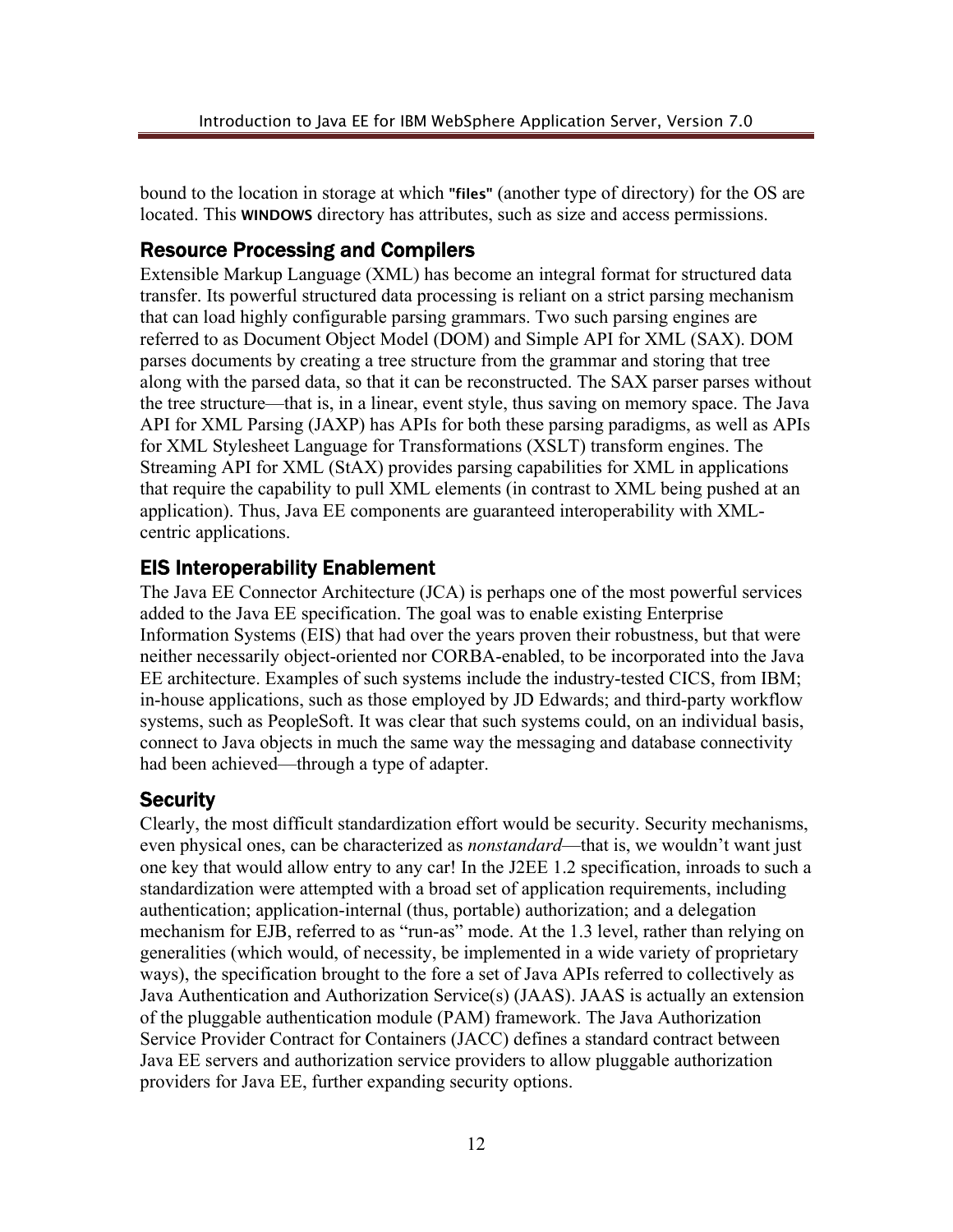bound to the location in storage at which **"files"** (another type of directory) for the OS are located. This **WINDOWS** directory has attributes, such as size and access permissions.

## Resource Processing and Compilers

Extensible Markup Language (XML) has become an integral format for structured data transfer. Its powerful structured data processing is reliant on a strict parsing mechanism that can load highly configurable parsing grammars. Two such parsing engines are referred to as Document Object Model (DOM) and Simple API for XML (SAX). DOM parses documents by creating a tree structure from the grammar and storing that tree along with the parsed data, so that it can be reconstructed. The SAX parser parses without the tree structure—that is, in a linear, event style, thus saving on memory space. The Java API for XML Parsing (JAXP) has APIs for both these parsing paradigms, as well as APIs for XML Stylesheet Language for Transformations (XSLT) transform engines. The Streaming API for XML (StAX) provides parsing capabilities for XML in applications that require the capability to pull XML elements (in contrast to XML being pushed at an application). Thus, Java EE components are guaranteed interoperability with XML-centric applications.

## EIS Interoperability Enablement

The Java EE Connector Architecture (JCA) is perhaps one of the most powerful services added to the Java EE specification. The goal was to enable existing Enterprise Information Systems (EIS) that had over the years proven their robustness, but that were neither necessarily object-oriented nor CORBA-enabled, to be incorporated into the Java EE architecture. Examples of such systems include the industry-tested CICS, from IBM; in-house applications, such as those employed by JD Edwards; and third-party workflow systems, such as PeopleSoft. It was clear that such systems could, on an individual basis, connect to Java objects in much the same way the messaging and database connectivity had been achieved—through a type of adapter.

## Security

Clearly, the most difficult standardization effort would be security. Security mechanisms, even physical ones, can be characterized as *nonstandard*—that is, we wouldn't want just one key that would allow entry to any car! In the J2EE 1.2 specification, inroads to such a standardization were attempted with a broad set of application requirements, including authentication; application-internal (thus, portable) authorization; and a delegation mechanism for EJB, referred to as "run-as" mode. At the 1.3 level, rather than relying on generalities (which would, of necessity, be implemented in a wide variety of proprietary ways), the specification brought to the fore a set of Java APIs referred to collectively as Java Authentication and Authorization Service(s) (JAAS). JAAS is actually an extension of the pluggable authentication module (PAM) framework. The Java Authorization Service Provider Contract for Containers (JACC) defines a standard contract between Java EE servers and authorization service providers to allow pluggable authorization providers for Java EE, further expanding security options.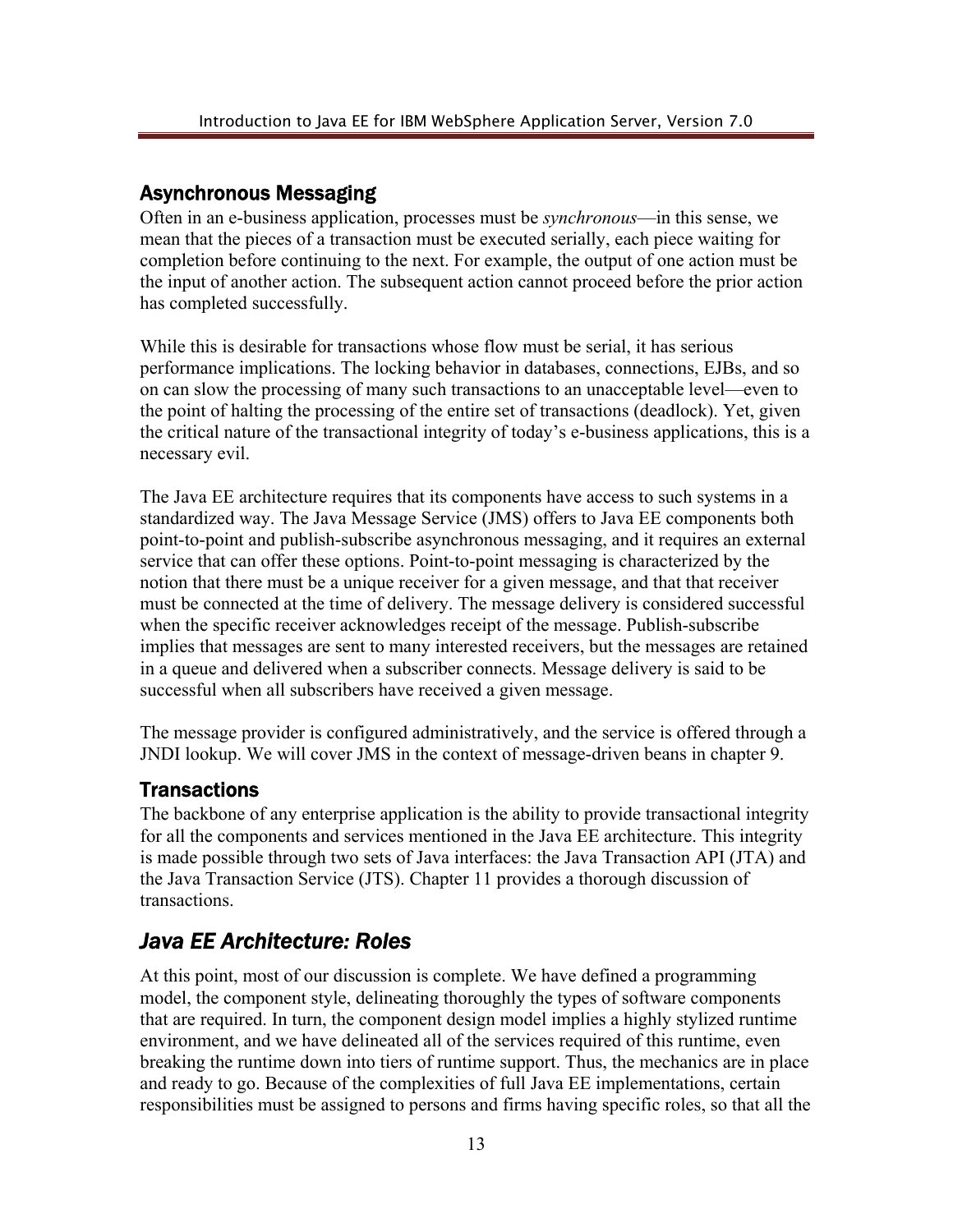## Asynchronous Messaging

Often in an e-business application, processes must be *synchronous*—in this sense, we mean that the pieces of a transaction must be executed serially, each piece waiting for completion before continuing to the next. For example, the output of one action must be the input of another action. The subsequent action cannot proceed before the prior action has completed successfully.

While this is desirable for transactions whose flow must be serial, it has serious performance implications. The locking behavior in databases, connections, EJBs, and so on can slow the processing of many such transactions to an unacceptable level—even to the point of halting the processing of the entire set of transactions (deadlock). Yet, given the critical nature of the transactional integrity of today's e-business applications, this is a necessary evil.

The Java EE architecture requires that its components have access to such systems in a standardized way. The Java Message Service (JMS) offers to Java EE components both point-to-point and publish-subscribe asynchronous messaging, and it requires an external service that can offer these options. Point-to-point messaging is characterized by the notion that there must be a unique receiver for a given message, and that that receiver must be connected at the time of delivery. The message delivery is considered successful when the specific receiver acknowledges receipt of the message. Publish-subscribe implies that messages are sent to many interested receivers, but the messages are retained in a queue and delivered when a subscriber connects. Message delivery is said to be successful when all subscribers have received a given message.

The message provider is configured administratively, and the service is offered through a JNDI lookup. We will cover JMS in the context of message-driven beans in chapter 9.

## Transactions

The backbone of any enterprise application is the ability to provide transactional integrity for all the components and services mentioned in the Java EE architecture. This integrity is made possible through two sets of Java interfaces: the Java Transaction API (JTA) and the Java Transaction Service (JTS). Chapter 11 provides a thorough discussion of transactions.

# *Java EE Architecture: Roles*

At this point, most of our discussion is complete. We have defined a programming model, the component style, delineating thoroughly the types of software components that are required. In turn, the component design model implies a highly stylized runtime environment, and we have delineated all of the services required of this runtime, even breaking the runtime down into tiers of runtime support. Thus, the mechanics are in place and ready to go. Because of the complexities of full Java EE implementations, certain responsibilities must be assigned to persons and firms having specific roles, so that all the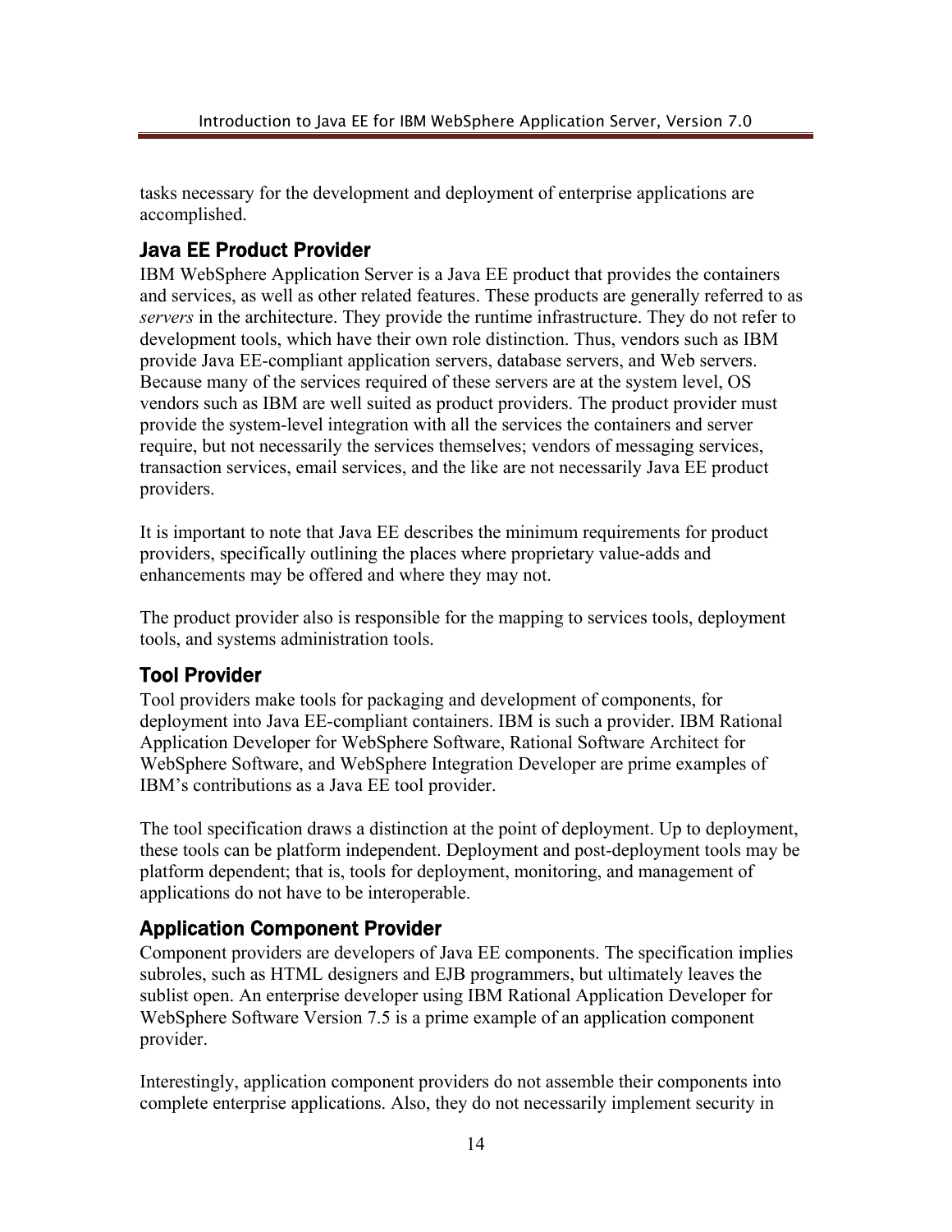tasks necessary for the development and deployment of enterprise applications are accomplished.

### Java EE Product Provider

IBM WebSphere Application Server is a Java EE product that provides the containers and services, as well as other related features. These products are generally referred to as *servers* in the architecture. They provide the runtime infrastructure. They do not refer to development tools, which have their own role distinction. Thus, vendors such as IBM provide Java EE-compliant application servers, database servers, and Web servers. Because many of the services required of these servers are at the system level, OS vendors such as IBM are well suited as product providers. The product provider must provide the system-level integration with all the services the containers and server require, but not necessarily the services themselves; vendors of messaging services, transaction services, email services, and the like are not necessarily Java EE product providers.

It is important to note that Java EE describes the minimum requirements for product providers, specifically outlining the places where proprietary value-adds and enhancements may be offered and where they may not.

The product provider also is responsible for the mapping to services tools, deployment tools, and systems administration tools.

### Tool Provider

Tool providers make tools for packaging and development of components, for deployment into Java EE-compliant containers. IBM is such a provider. IBM Rational Application Developer for WebSphere Software, Rational Software Architect for WebSphere Software, and WebSphere Integration Developer are prime examples of IBM's contributions as a Java EE tool provider.

The tool specification draws a distinction at the point of deployment. Up to deployment, these tools can be platform independent. Deployment and post-deployment tools may be platform dependent; that is, tools for deployment, monitoring, and management of applications do not have to be interoperable.

### Application Component Provider

Component providers are developers of Java EE components. The specification implies subroles, such as HTML designers and EJB programmers, but ultimately leaves the sublist open. An enterprise developer using IBM Rational Application Developer for WebSphere Software Version 7.5 is a prime example of an application component provider.

Interestingly, application component providers do not assemble their components into complete enterprise applications. Also, they do not necessarily implement security in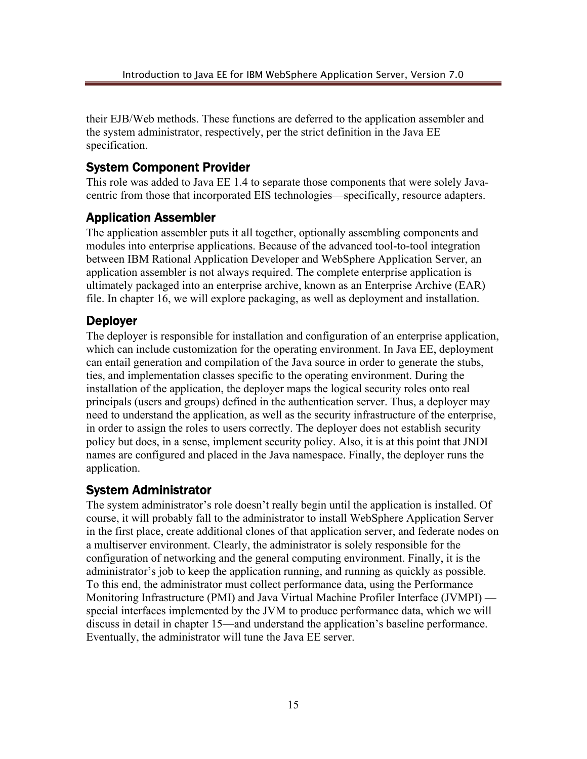their EJB/Web methods. These functions are deferred to the application assembler and the system administrator, respectively, per the strict definition in the Java EE specification.

### System Component Provider

This role was added to Java EE 1.4 to separate those components that were solely Java-centric from those that incorporated EIS technologies—specifically, resource adapters.

### Application Assembler

The application assembler puts it all together, optionally assembling components and modules into enterprise applications. Because of the advanced tool-to-tool integration between IBM Rational Application Developer and WebSphere Application Server, an application assembler is not always required. The complete enterprise application is ultimately packaged into an enterprise archive, known as an Enterprise Archive (EAR) file. In chapter 16, we will explore packaging, as well as deployment and installation.

### Deployer

The deployer is responsible for installation and configuration of an enterprise application, which can include customization for the operating environment. In Java EE, deployment can entail generation and compilation of the Java source in order to generate the stubs, ties, and implementation classes specific to the operating environment. During the installation of the application, the deployer maps the logical security roles onto real principals (users and groups) defined in the authentication server. Thus, a deployer may need to understand the application, as well as the security infrastructure of the enterprise, in order to assign the roles to users correctly. The deployer does not establish security policy but does, in a sense, implement security policy. Also, it is at this point that JNDI names are configured and placed in the Java namespace. Finally, the deployer runs the application.

### System Administrator

The system administrator's role doesn't really begin until the application is installed. Of course, it will probably fall to the administrator to install WebSphere Application Server in the first place, create additional clones of that application server, and federate nodes on a multiserver environment. Clearly, the administrator is solely responsible for the configuration of networking and the general computing environment. Finally, it is the administrator's job to keep the application running, and running as quickly as possible. To this end, the administrator must collect performance data, using the Performance Monitoring Infrastructure (PMI) and Java Virtual Machine Profiler Interface (JVMPI) — special interfaces implemented by the JVM to produce performance data, which we will discuss in detail in chapter 15—and understand the application's baseline performance. Eventually, the administrator will tune the Java EE server.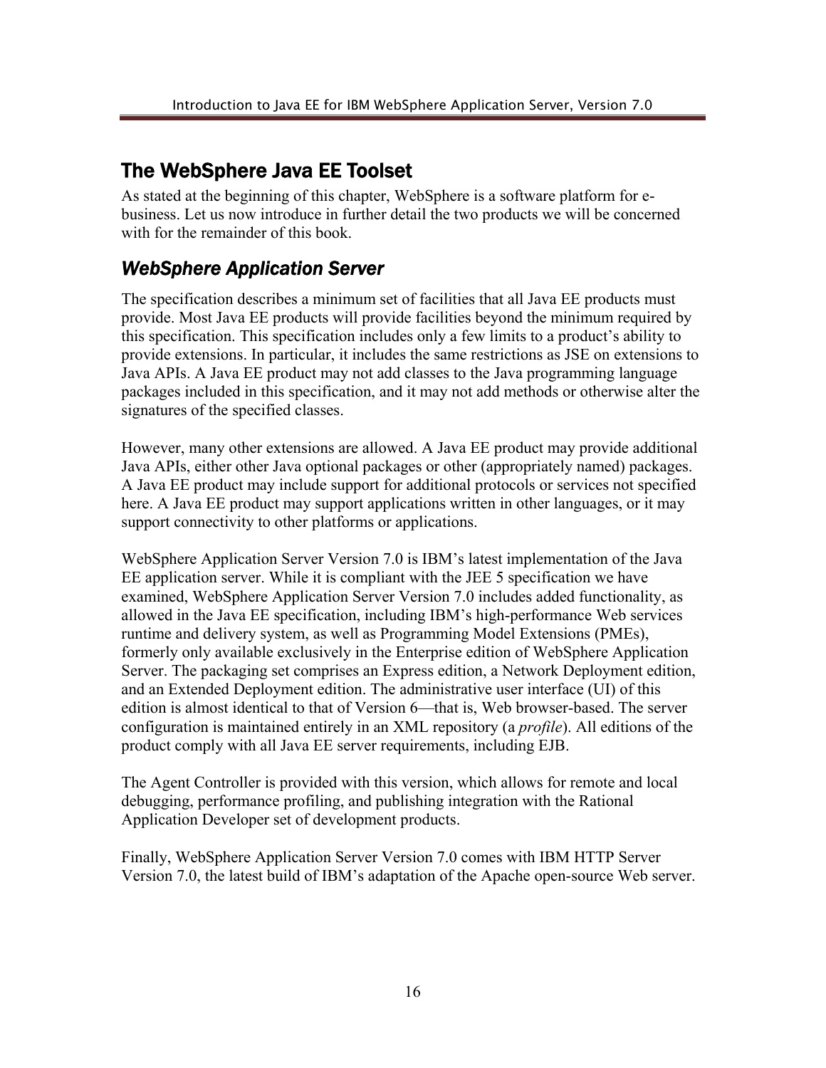## The WebSphere Java EE Toolset

As stated at the beginning of this chapter, WebSphere is a software platform for e-business. Let us now introduce in further detail the two products we will be concerned with for the remainder of this book.

### *WebSphere Application Server*

The specification describes a minimum set of facilities that all Java EE products must provide. Most Java EE products will provide facilities beyond the minimum required by this specification. This specification includes only a few limits to a product's ability to provide extensions. In particular, it includes the same restrictions as JSE on extensions to Java APIs. A Java EE product may not add classes to the Java programming language packages included in this specification, and it may not add methods or otherwise alter the signatures of the specified classes.

However, many other extensions are allowed. A Java EE product may provide additional Java APIs, either other Java optional packages or other (appropriately named) packages. A Java EE product may include support for additional protocols or services not specified here. A Java EE product may support applications written in other languages, or it may support connectivity to other platforms or applications.

WebSphere Application Server Version 7.0 is IBM's latest implementation of the Java EE application server. While it is compliant with the JEE 5 specification we have examined, WebSphere Application Server Version 7.0 includes added functionality, as allowed in the Java EE specification, including IBM's high-performance Web services runtime and delivery system, as well as Programming Model Extensions (PMEs), formerly only available exclusively in the Enterprise edition of WebSphere Application Server. The packaging set comprises an Express edition, a Network Deployment edition, and an Extended Deployment edition. The administrative user interface (UI) of this edition is almost identical to that of Version 6—that is, Web browser-based. The server configuration is maintained entirely in an XML repository (a *profile*). All editions of the product comply with all Java EE server requirements, including EJB.

The Agent Controller is provided with this version, which allows for remote and local debugging, performance profiling, and publishing integration with the Rational Application Developer set of development products.

Finally, WebSphere Application Server Version 7.0 comes with IBM HTTP Server Version 7.0, the latest build of IBM's adaptation of the Apache open-source Web server.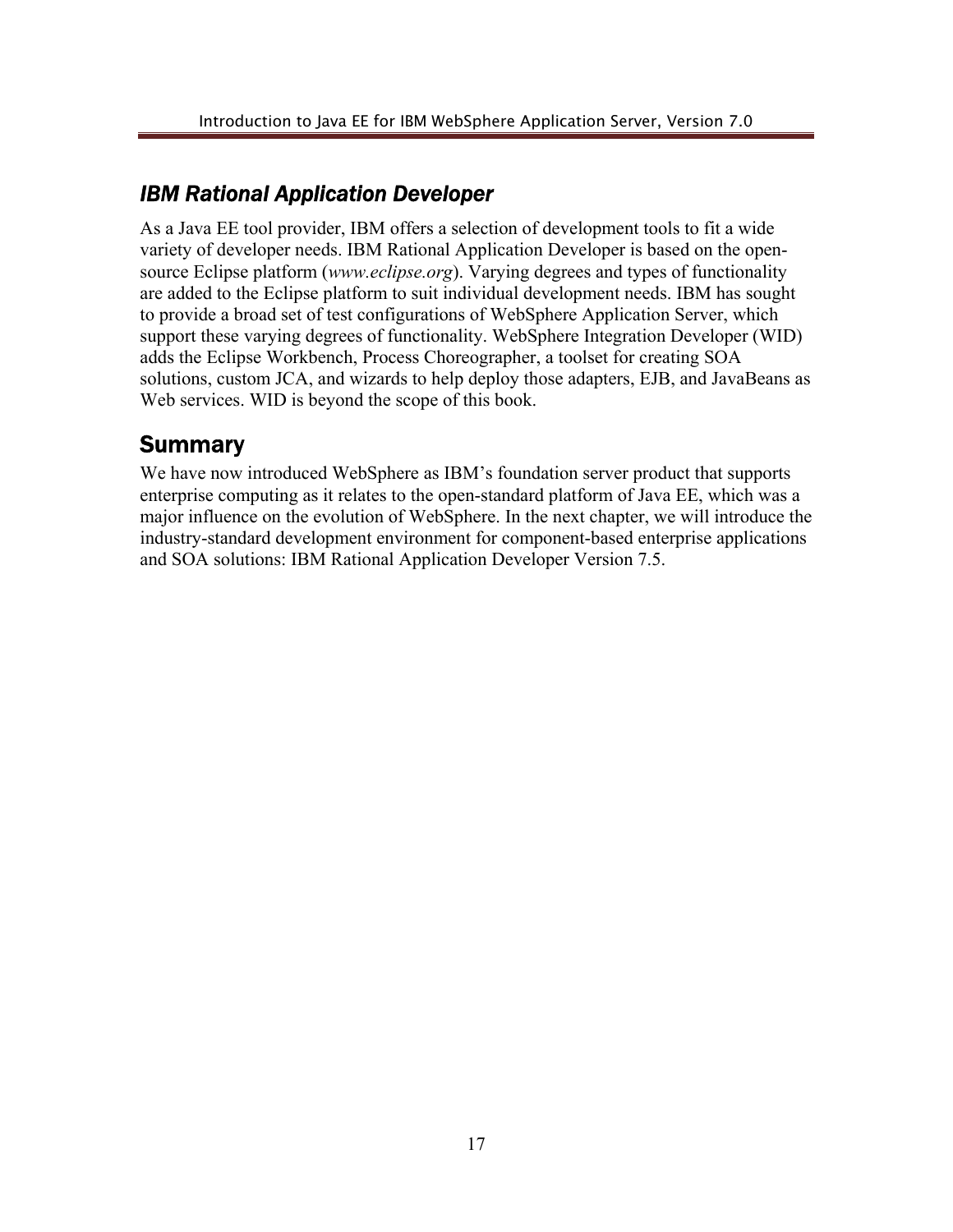### *IBM Rational Application Developer*

As a Java EE tool provider, IBM offers a selection of development tools to fit a wide variety of developer needs. IBM Rational Application Developer is based on the open-source Eclipse platform (*www.eclipse.org*). Varying degrees and types of functionality are added to the Eclipse platform to suit individual development needs. IBM has sought to provide a broad set of test configurations of WebSphere Application Server, which support these varying degrees of functionality. WebSphere Integration Developer (WID) adds the Eclipse Workbench, Process Choreographer, a toolset for creating SOA solutions, custom JCA, and wizards to help deploy those adapters, EJB, and JavaBeans as Web services. WID is beyond the scope of this book.

## Summary

We have now introduced WebSphere as IBM's foundation server product that supports enterprise computing as it relates to the open-standard platform of Java EE, which was a major influence on the evolution of WebSphere. In the next chapter, we will introduce the industry-standard development environment for component-based enterprise applications and SOA solutions: IBM Rational Application Developer Version 7.5.